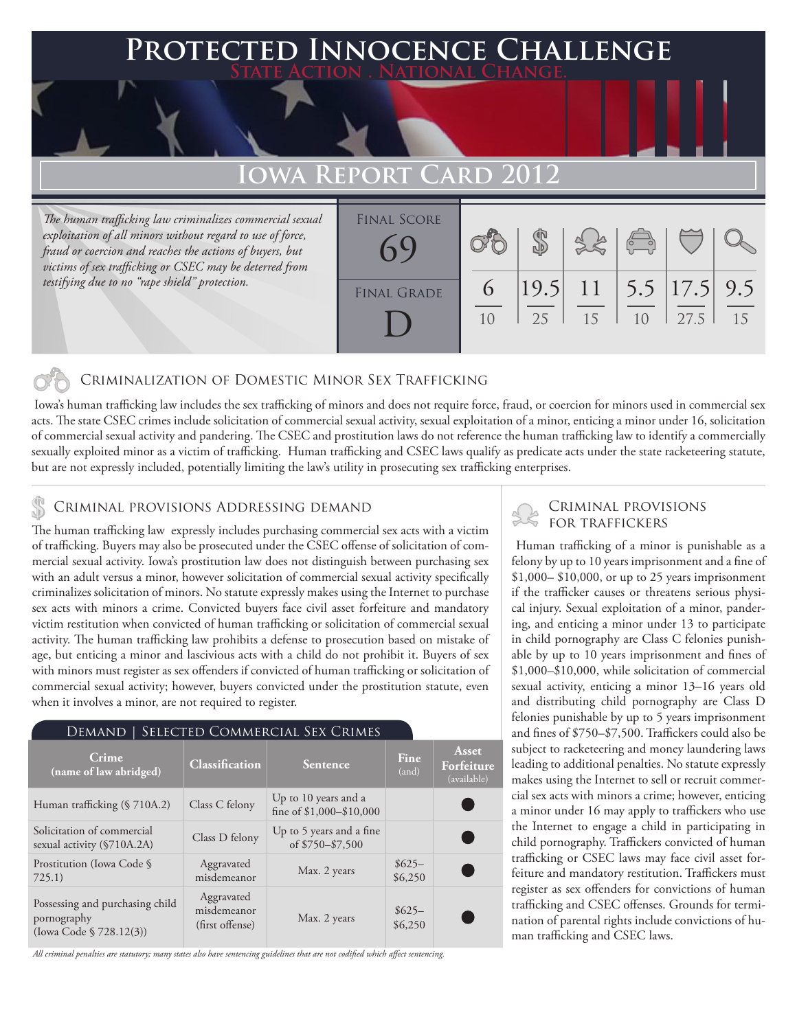# Protected Innocence Challenge

State Action . National Change.

## Iowa Report Card 2012

*The human trafficking law criminalizes commercial sexual exploitation of all minors without regard to use of force, fraud or coercion and reaches the actions of buyers, but victims of sex trafficking or CSEC may be deterred from testifying due to no "rape shield" protection.*

| Final Score | Final Grade |
|---|---|
| 69 | D |

| Criminalization of Domestic Minor Sex Trafficking | Criminal Provisions Addressing Demand | Criminal Provisions for Traffickers | Criminal Provisions for Facilitators | Protective Provisions for the Child Victims | Criminal Justice Tools for Investigation and Prosecution |
|---|---|---|---|---|---|
| 6/10 | 19.5/25 | 11/15 | 5.5/10 | 17.5/27.5 | 9.5/15 |

### Criminalization of Domestic Minor Sex Trafficking

Iowa's human trafficking law includes the sex trafficking of minors and does not require force, fraud, or coercion for minors used in commercial sex acts. The state CSEC crimes include solicitation of commercial sexual activity, sexual exploitation of a minor, enticing a minor under 16, solicitation of commercial sexual activity and pandering. The CSEC and prostitution laws do not reference the human trafficking law to identify a commercially sexually exploited minor as a victim of trafficking. Human trafficking and CSEC laws qualify as predicate acts under the state racketeering statute, but are not expressly included, potentially limiting the law's utility in prosecuting sex trafficking enterprises.

### Criminal provisions Addressing demand

The human trafficking law expressly includes purchasing commercial sex acts with a victim of trafficking. Buyers may also be prosecuted under the CSEC offense of solicitation of commercial sexual activity. Iowa's prostitution law does not distinguish between purchasing sex with an adult versus a minor, however solicitation of commercial sexual activity specifically criminalizes solicitation of minors. No statute expressly makes using the Internet to purchase sex acts with minors a crime. Convicted buyers face civil asset forfeiture and mandatory victim restitution when convicted of human trafficking or solicitation of commercial sexual activity. The human trafficking law prohibits a defense to prosecution based on mistake of age, but enticing a minor and lascivious acts with a child do not prohibit it. Buyers of sex with minors must register as sex offenders if convicted of human trafficking or solicitation of commercial sexual activity; however, buyers convicted under the prostitution statute, even when it involves a minor, are not required to register.

#### Demand | Selected Commercial Sex Crimes

| Crime (name of law abridged) | Classification | Sentence | Fine (and) | Asset Forfeiture (available) |
|---|---|---|---|---|
| Human trafficking (§ 710A.2) | Class C felony | Up to 10 years and a fine of $1,000–$10,000 | | ● |
| Solicitation of commercial sexual activity (§710A.2A) | Class D felony | Up to 5 years and a fine of $750–$7,500 | | ● |
| Prostitution (Iowa Code § 725.1) | Aggravated misdemeanor | Max. 2 years | $625–$6,250 | ● |
| Possessing and purchasing child pornography (Iowa Code § 728.12(3)) | Aggravated misdemeanor (first offense) | Max. 2 years | $625–$6,250 | ● |

*All criminal penalties are statutory; many states also have sentencing guidelines that are not codified which affect sentencing.*

### Criminal provisions for traffickers

Human trafficking of a minor is punishable as a felony by up to 10 years imprisonment and a fine of $1,000– $10,000, or up to 25 years imprisonment if the trafficker causes or threatens serious physical injury. Sexual exploitation of a minor, pandering, and enticing a minor under 13 to participate in child pornography are Class C felonies punishable by up to 10 years imprisonment and fines of $1,000–$10,000, while solicitation of commercial sexual activity, enticing a minor 13–16 years old and distributing child pornography are Class D felonies punishable by up to 5 years imprisonment and fines of $750–$7,500. Traffickers could also be subject to racketeering and money laundering laws leading to additional penalties. No statute expressly makes using the Internet to sell or recruit commercial sex acts with minors a crime; however, enticing a minor under 16 may apply to traffickers who use the Internet to engage a child in participating in child pornography. Traffickers convicted of human trafficking or CSEC laws may face civil asset forfeiture and mandatory restitution. Traffickers must register as sex offenders for convictions of human trafficking and CSEC offenses. Grounds for termination of parental rights include convictions of human trafficking and CSEC laws.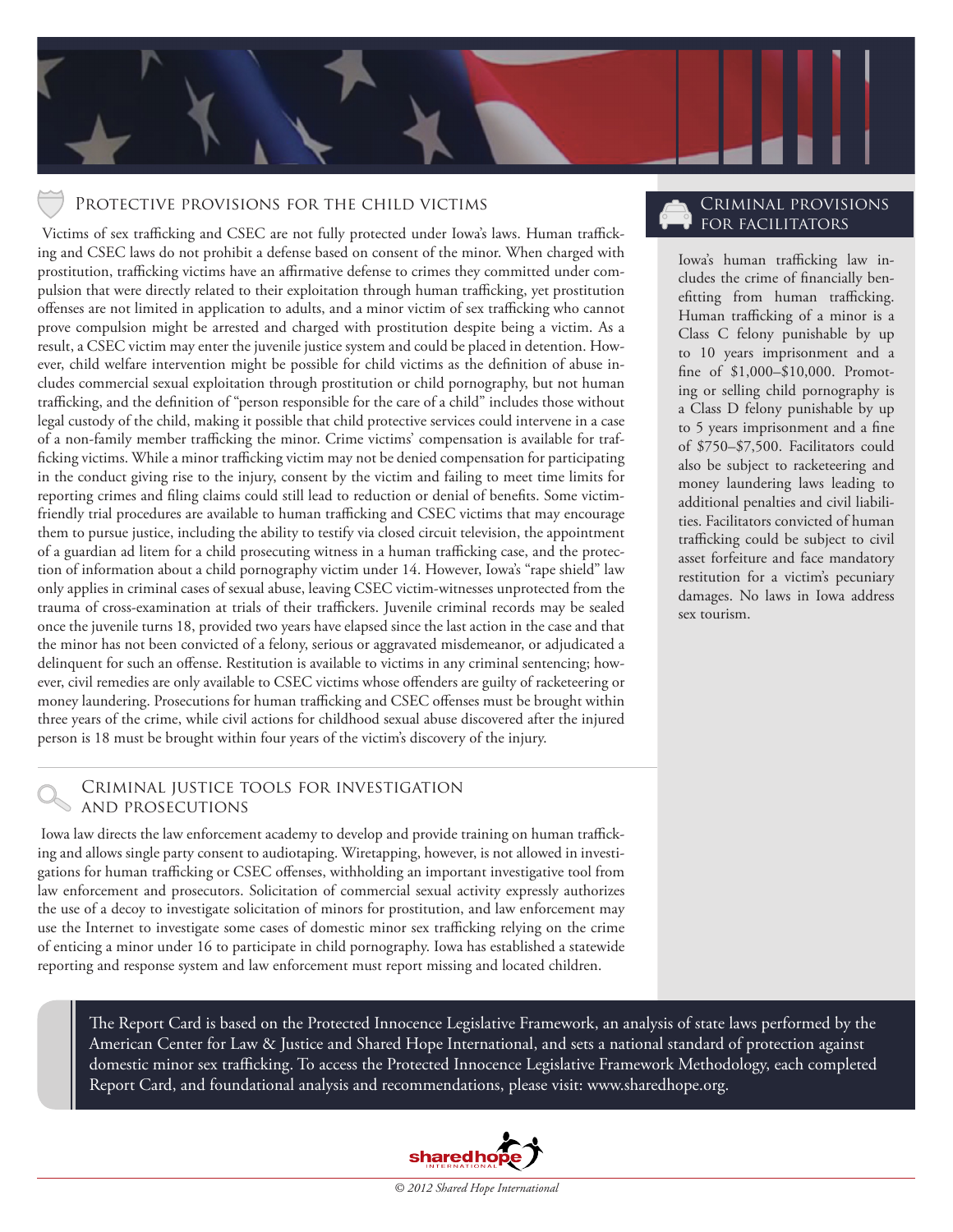## Protective provisions for the child victims

Victims of sex trafficking and CSEC are not fully protected under Iowa's laws. Human trafficking and CSEC laws do not prohibit a defense based on consent of the minor. When charged with prostitution, trafficking victims have an affirmative defense to crimes they committed under compulsion that were directly related to their exploitation through human trafficking, yet prostitution offenses are not limited in application to adults, and a minor victim of sex trafficking who cannot prove compulsion might be arrested and charged with prostitution despite being a victim. As a result, a CSEC victim may enter the juvenile justice system and could be placed in detention. However, child welfare intervention might be possible for child victims as the definition of abuse includes commercial sexual exploitation through prostitution or child pornography, but not human trafficking, and the definition of "person responsible for the care of a child" includes those without legal custody of the child, making it possible that child protective services could intervene in a case of a non-family member trafficking the minor. Crime victims' compensation is available for trafficking victims. While a minor trafficking victim may not be denied compensation for participating in the conduct giving rise to the injury, consent by the victim and failing to meet time limits for reporting crimes and filing claims could still lead to reduction or denial of benefits. Some victim-friendly trial procedures are available to human trafficking and CSEC victims that may encourage them to pursue justice, including the ability to testify via closed circuit television, the appointment of a guardian ad litem for a child prosecuting witness in a human trafficking case, and the protection of information about a child pornography victim under 14. However, Iowa's "rape shield" law only applies in criminal cases of sexual abuse, leaving CSEC victim-witnesses unprotected from the trauma of cross-examination at trials of their traffickers. Juvenile criminal records may be sealed once the juvenile turns 18, provided two years have elapsed since the last action in the case and that the minor has not been convicted of a felony, serious or aggravated misdemeanor, or adjudicated a delinquent for such an offense. Restitution is available to victims in any criminal sentencing; however, civil remedies are only available to CSEC victims whose offenders are guilty of racketeering or money laundering. Prosecutions for human trafficking and CSEC offenses must be brought within three years of the crime, while civil actions for childhood sexual abuse discovered after the injured person is 18 must be brought within four years of the victim's discovery of the injury.

## Criminal justice tools for investigation and prosecutions

Iowa law directs the law enforcement academy to develop and provide training on human trafficking and allows single party consent to audiotaping. Wiretapping, however, is not allowed in investigations for human trafficking or CSEC offenses, withholding an important investigative tool from law enforcement and prosecutors. Solicitation of commercial sexual activity expressly authorizes the use of a decoy to investigate solicitation of minors for prostitution, and law enforcement may use the Internet to investigate some cases of domestic minor sex trafficking relying on the crime of enticing a minor under 16 to participate in child pornography. Iowa has established a statewide reporting and response system and law enforcement must report missing and located children.

## Criminal provisions for facilitators

Iowa's human trafficking law includes the crime of financially benefitting from human trafficking. Human trafficking of a minor is a Class C felony punishable by up to 10 years imprisonment and a fine of $1,000–$10,000. Promoting or selling child pornography is a Class D felony punishable by up to 5 years imprisonment and a fine of $750–$7,500. Facilitators could also be subject to racketeering and money laundering laws leading to additional penalties and civil liabilities. Facilitators convicted of human trafficking could be subject to civil asset forfeiture and face mandatory restitution for a victim's pecuniary damages. No laws in Iowa address sex tourism.

The Report Card is based on the Protected Innocence Legislative Framework, an analysis of state laws performed by the American Center for Law & Justice and Shared Hope International, and sets a national standard of protection against domestic minor sex trafficking. To access the Protected Innocence Legislative Framework Methodology, each completed Report Card, and foundational analysis and recommendations, please visit: www.sharedhope.org.

sharedhope INTERNATIONAL

*© 2012 Shared Hope International*